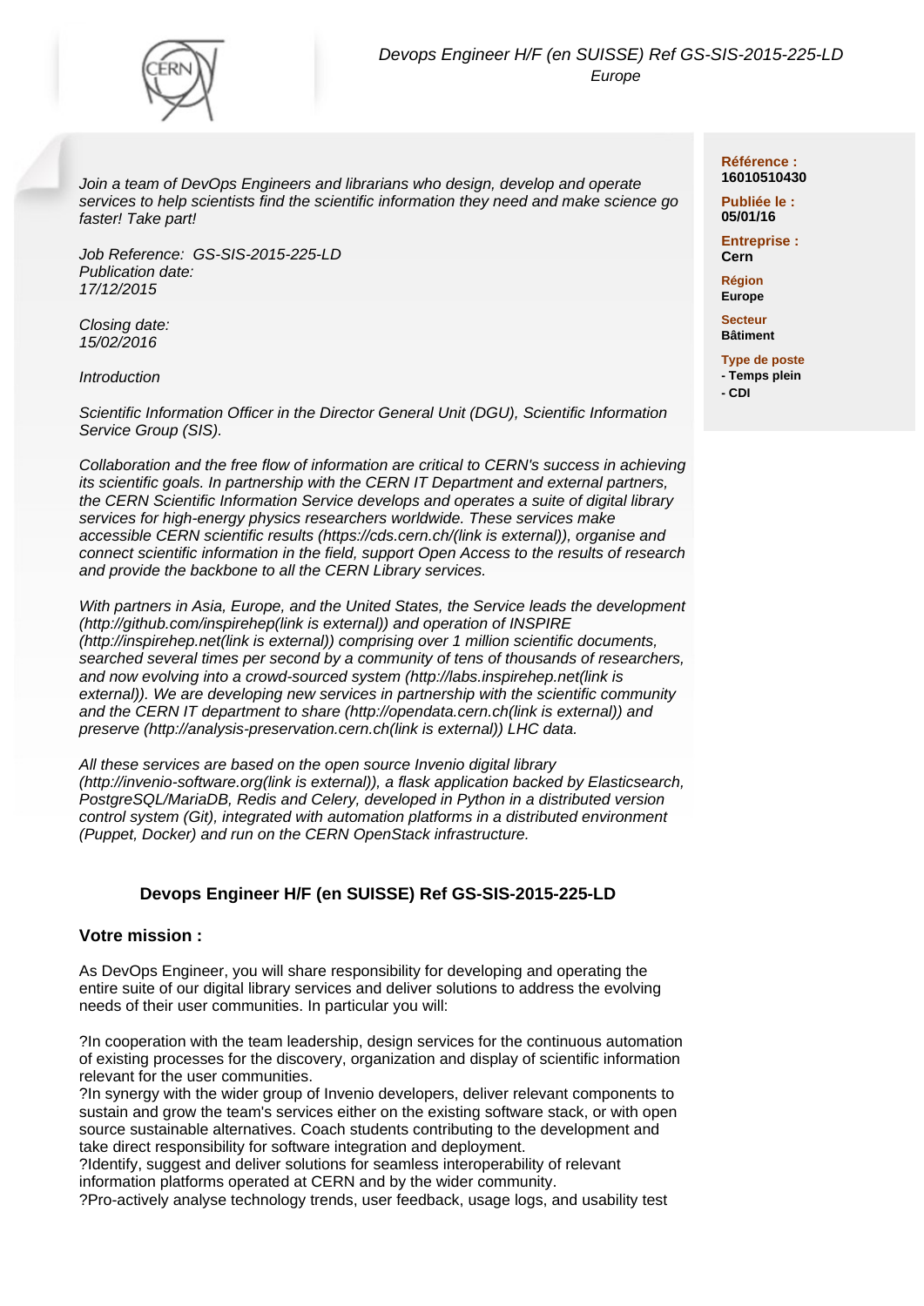*Devops Engineer H/F (en SUISSE) Ref GS-SIS-2015-225-LD*
*Europe*

**Référence :** 16010510430

**Publiée le :** 05/01/16

**Entreprise :** Cern

**Région** Europe

**Secteur** Bâtiment

**Type de poste**
- Temps plein
- CDI

*Join a team of DevOps Engineers and librarians who design, develop and operate services to help scientists find the scientific information they need and make science go faster! Take part!*

*Job Reference: GS-SIS-2015-225-LD*
*Publication date:*
*17/12/2015*

*Closing date:*
*15/02/2016*

*Introduction*

*Scientific Information Officer in the Director General Unit (DGU), Scientific Information Service Group (SIS).*

*Collaboration and the free flow of information are critical to CERN's success in achieving its scientific goals. In partnership with the CERN IT Department and external partners, the CERN Scientific Information Service develops and operates a suite of digital library services for high-energy physics researchers worldwide. These services make accessible CERN scientific results (https://cds.cern.ch/(link is external)), organise and connect scientific information in the field, support Open Access to the results of research and provide the backbone to all the CERN Library services.*

*With partners in Asia, Europe, and the United States, the Service leads the development (http://github.com/inspirehep(link is external)) and operation of INSPIRE (http://inspirehep.net(link is external)) comprising over 1 million scientific documents, searched several times per second by a community of tens of thousands of researchers, and now evolving into a crowd-sourced system (http://labs.inspirehep.net(link is external)). We are developing new services in partnership with the scientific community and the CERN IT department to share (http://opendata.cern.ch(link is external)) and preserve (http://analysis-preservation.cern.ch(link is external)) LHC data.*

*All these services are based on the open source Invenio digital library (http://invenio-software.org(link is external)), a flask application backed by Elasticsearch, PostgreSQL/MariaDB, Redis and Celery, developed in Python in a distributed version control system (Git), integrated with automation platforms in a distributed environment (Puppet, Docker) and run on the CERN OpenStack infrastructure.*

## Devops Engineer H/F (en SUISSE) Ref GS-SIS-2015-225-LD

### Votre mission :

As DevOps Engineer, you will share responsibility for developing and operating the entire suite of our digital library services and deliver solutions to address the evolving needs of their user communities. In particular you will:

?In cooperation with the team leadership, design services for the continuous automation of existing processes for the discovery, organization and display of scientific information relevant for the user communities.
?In synergy with the wider group of Invenio developers, deliver relevant components to sustain and grow the team's services either on the existing software stack, or with open source sustainable alternatives. Coach students contributing to the development and take direct responsibility for software integration and deployment.
?Identify, suggest and deliver solutions for seamless interoperability of relevant information platforms operated at CERN and by the wider community.
?Pro-actively analyse technology trends, user feedback, usage logs, and usability test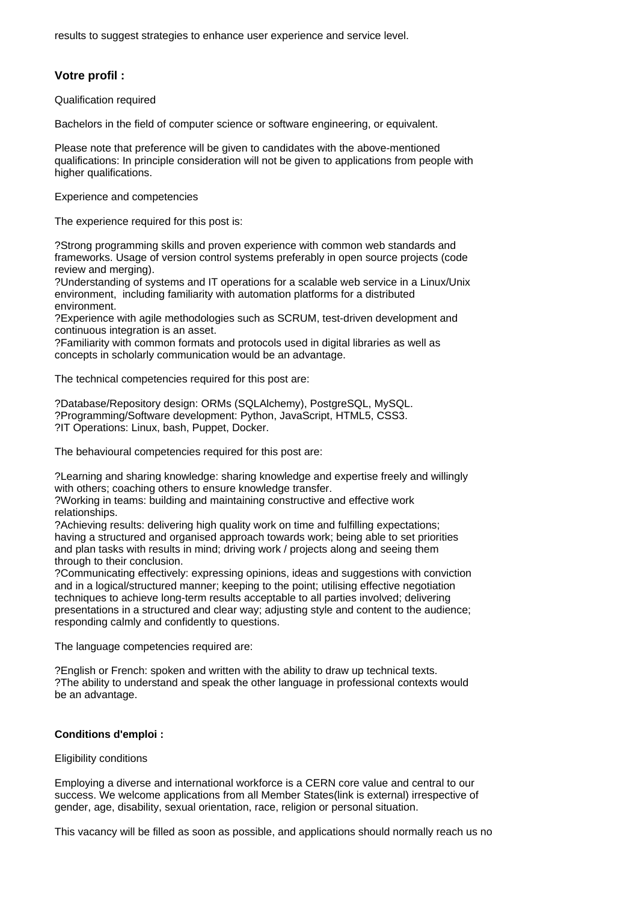results to suggest strategies to enhance user experience and service level.

### Votre profil :

Qualification required

Bachelors in the field of computer science or software engineering, or equivalent.

Please note that preference will be given to candidates with the above-mentioned qualifications: In principle consideration will not be given to applications from people with higher qualifications.

Experience and competencies

The experience required for this post is:

?Strong programming skills and proven experience with common web standards and frameworks. Usage of version control systems preferably in open source projects (code review and merging).
?Understanding of systems and IT operations for a scalable web service in a Linux/Unix environment, including familiarity with automation platforms for a distributed environment.
?Experience with agile methodologies such as SCRUM, test-driven development and continuous integration is an asset.
?Familiarity with common formats and protocols used in digital libraries as well as concepts in scholarly communication would be an advantage.

The technical competencies required for this post are:

?Database/Repository design: ORMs (SQLAlchemy), PostgreSQL, MySQL.
?Programming/Software development: Python, JavaScript, HTML5, CSS3.
?IT Operations: Linux, bash, Puppet, Docker.

The behavioural competencies required for this post are:

?Learning and sharing knowledge: sharing knowledge and expertise freely and willingly with others; coaching others to ensure knowledge transfer.
?Working in teams: building and maintaining constructive and effective work relationships.
?Achieving results: delivering high quality work on time and fulfilling expectations; having a structured and organised approach towards work; being able to set priorities and plan tasks with results in mind; driving work / projects along and seeing them through to their conclusion.
?Communicating effectively: expressing opinions, ideas and suggestions with conviction and in a logical/structured manner; keeping to the point; utilising effective negotiation techniques to achieve long-term results acceptable to all parties involved; delivering presentations in a structured and clear way; adjusting style and content to the audience; responding calmly and confidently to questions.

The language competencies required are:

?English or French: spoken and written with the ability to draw up technical texts.
?The ability to understand and speak the other language in professional contexts would be an advantage.

**Conditions d'emploi :**

Eligibility conditions

Employing a diverse and international workforce is a CERN core value and central to our success. We welcome applications from all Member States(link is external) irrespective of gender, age, disability, sexual orientation, race, religion or personal situation.

This vacancy will be filled as soon as possible, and applications should normally reach us no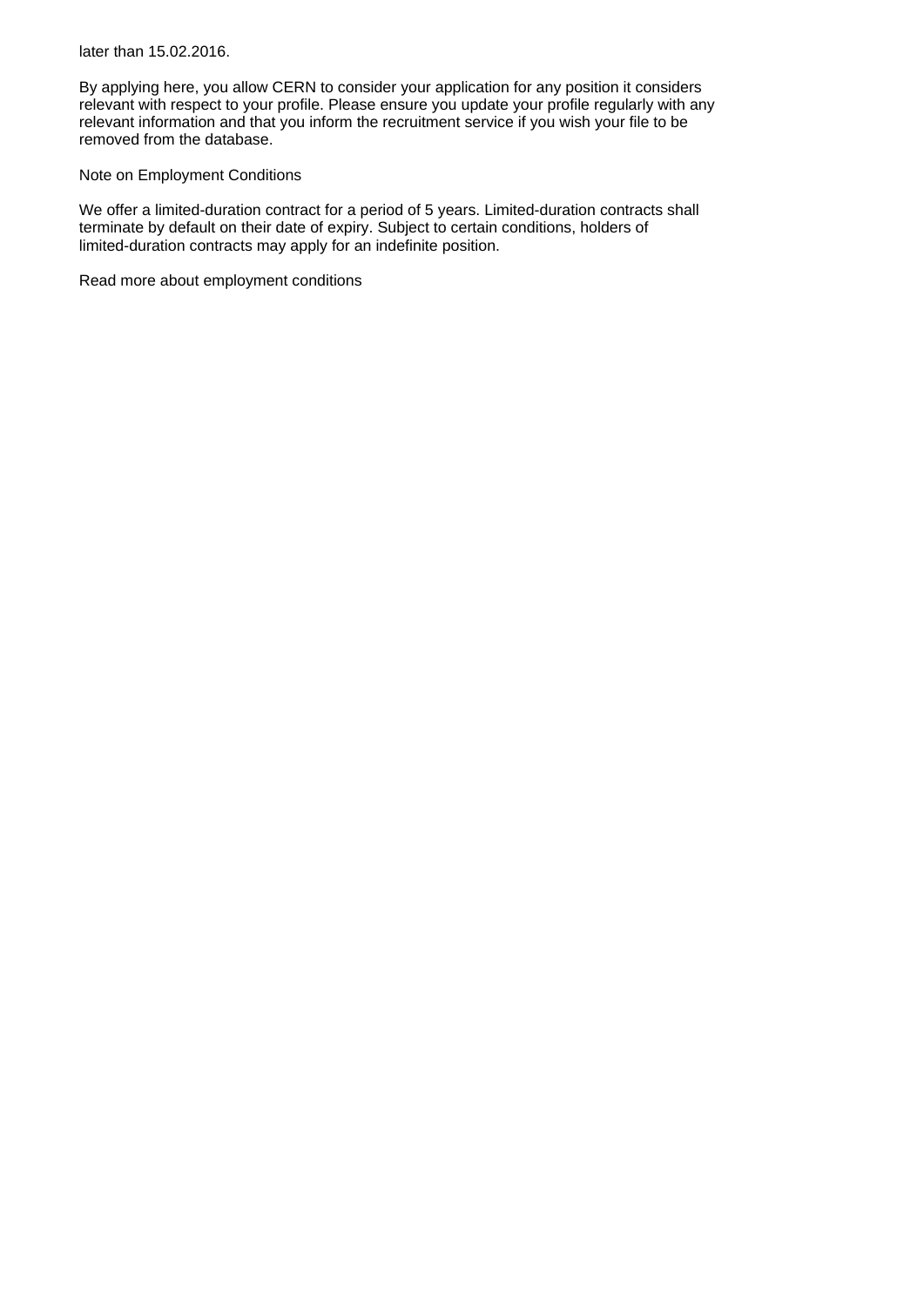later than 15.02.2016.

By applying here, you allow CERN to consider your application for any position it considers relevant with respect to your profile. Please ensure you update your profile regularly with any relevant information and that you inform the recruitment service if you wish your file to be removed from the database.

Note on Employment Conditions

We offer a limited-duration contract for a period of 5 years. Limited-duration contracts shall terminate by default on their date of expiry. Subject to certain conditions, holders of limited-duration contracts may apply for an indefinite position.

Read more about employment conditions